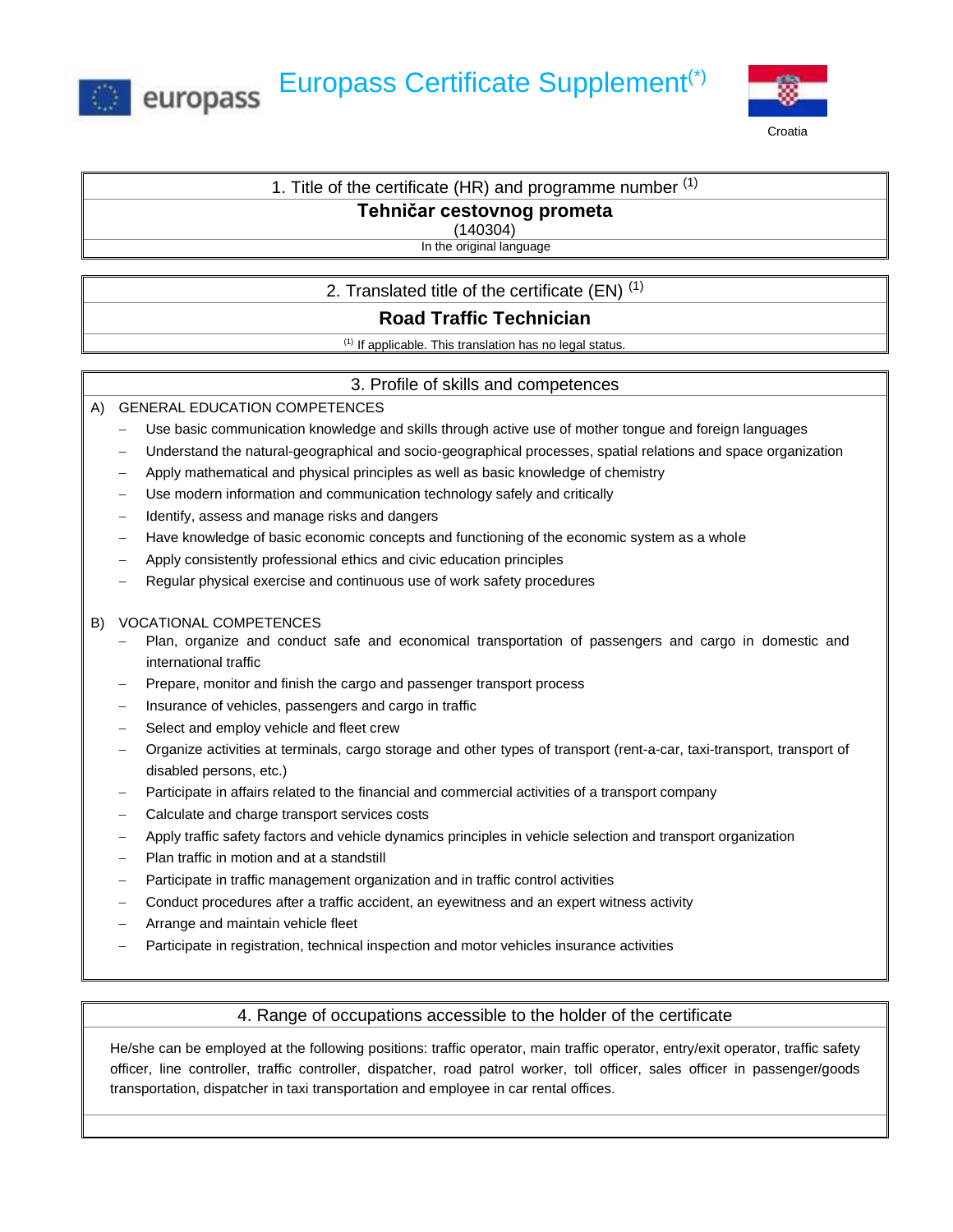europass

# Europass Certificate Supplement(*)

Croatia

## 1. Title of the certificate (HR) and programme number [1]

**Tehničar cestovnog prometa**

(140304)

In the original language

## 2. Translated title of the certificate (EN) [1]

**Road Traffic Technician**

[1] If applicable. This translation has no legal status.

## 3. Profile of skills and competences

A) GENERAL EDUCATION COMPETENCES

- Use basic communication knowledge and skills through active use of mother tongue and foreign languages
- Understand the natural-geographical and socio-geographical processes, spatial relations and space organization
- Apply mathematical and physical principles as well as basic knowledge of chemistry
- Use modern information and communication technology safely and critically
- Identify, assess and manage risks and dangers
- Have knowledge of basic economic concepts and functioning of the economic system as a whole
- Apply consistently professional ethics and civic education principles
- Regular physical exercise and continuous use of work safety procedures

B) VOCATIONAL COMPETENCES

- Plan, organize and conduct safe and economical transportation of passengers and cargo in domestic and international traffic
- Prepare, monitor and finish the cargo and passenger transport process
- Insurance of vehicles, passengers and cargo in traffic
- Select and employ vehicle and fleet crew
- Organize activities at terminals, cargo storage and other types of transport (rent-a-car, taxi-transport, transport of disabled persons, etc.)
- Participate in affairs related to the financial and commercial activities of a transport company
- Calculate and charge transport services costs
- Apply traffic safety factors and vehicle dynamics principles in vehicle selection and transport organization
- Plan traffic in motion and at a standstill
- Participate in traffic management organization and in traffic control activities
- Conduct procedures after a traffic accident, an eyewitness and an expert witness activity
- Arrange and maintain vehicle fleet
- Participate in registration, technical inspection and motor vehicles insurance activities

## 4. Range of occupations accessible to the holder of the certificate

He/she can be employed at the following positions: traffic operator, main traffic operator, entry/exit operator, traffic safety officer, line controller, traffic controller, dispatcher, road patrol worker, toll officer, sales officer in passenger/goods transportation, dispatcher in taxi transportation and employee in car rental offices.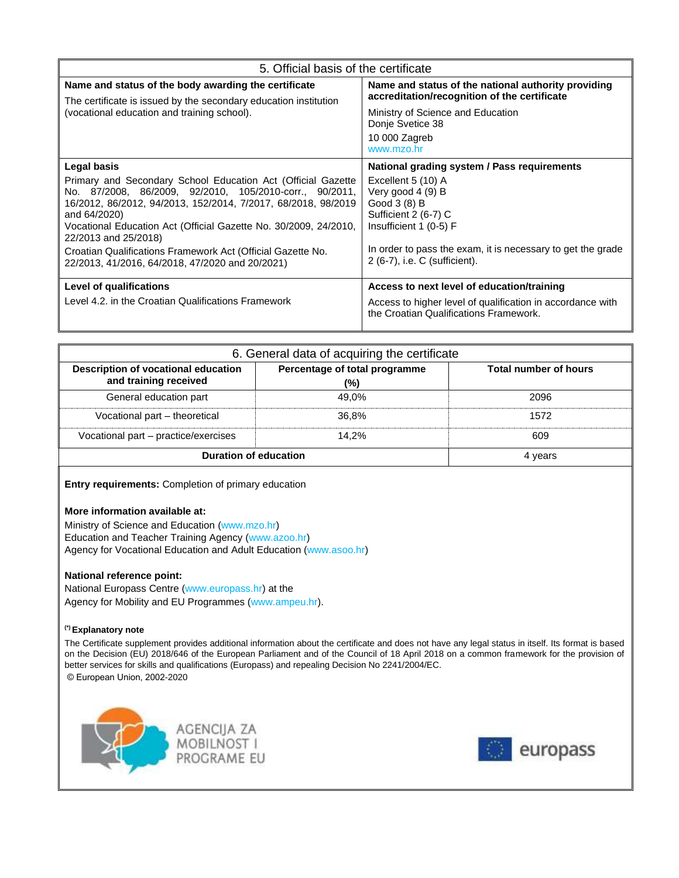## 5. Official basis of the certificate

| Name and status of the body awarding the certificate | Name and status of the national authority providing accreditation/recognition of the certificate |
|---|---|
| The certificate is issued by the secondary education institution (vocational education and training school). | Ministry of Science and Education<br>Donje Svetice 38<br>10 000 Zagreb<br>www.mzo.hr |
| **Legal basis** | **National grading system / Pass requirements** |
| Primary and Secondary School Education Act (Official Gazette No. 87/2008, 86/2009, 92/2010, 105/2010-corr., 90/2011, 16/2012, 86/2012, 94/2013, 152/2014, 7/2017, 68/2018, 98/2019 and 64/2020)<br>Vocational Education Act (Official Gazette No. 30/2009, 24/2010, 22/2013 and 25/2018)<br>Croatian Qualifications Framework Act (Official Gazette No. 22/2013, 41/2016, 64/2018, 47/2020 and 20/2021) | Excellent 5 (10) A<br>Very good 4 (9) B<br>Good 3 (8) B<br>Sufficient 2 (6-7) C<br>Insufficient 1 (0-5) F<br><br>In order to pass the exam, it is necessary to get the grade 2 (6-7), i.e. C (sufficient). |
| **Level of qualifications** | **Access to next level of education/training** |
| Level 4.2. in the Croatian Qualifications Framework | Access to higher level of qualification in accordance with the Croatian Qualifications Framework. |

## 6. General data of acquiring the certificate

| Description of vocational education and training received | Percentage of total programme (%) | Total number of hours |
|---|---|---|
| General education part | 49,0% | 2096 |
| Vocational part – theoretical | 36,8% | 1572 |
| Vocational part – practice/exercises | 14,2% | 609 |
| **Duration of education** | | 4 years |

**Entry requirements:** Completion of primary education

**More information available at:**
Ministry of Science and Education (www.mzo.hr)
Education and Teacher Training Agency (www.azoo.hr)
Agency for Vocational Education and Adult Education (www.asoo.hr)

**National reference point:**
National Europass Centre (www.europass.hr) at the
Agency for Mobility and EU Programmes (www.ampeu.hr).

[*] **Explanatory note**

The Certificate supplement provides additional information about the certificate and does not have any legal status in itself. Its format is based on the Decision (EU) 2018/646 of the European Parliament and of the Council of 18 April 2018 on a common framework for the provision of better services for skills and qualifications (Europass) and repealing Decision No 2241/2004/EC.
© European Union, 2002-2020

AGENCIJA ZA MOBILNOST I PROGRAME EU

europass